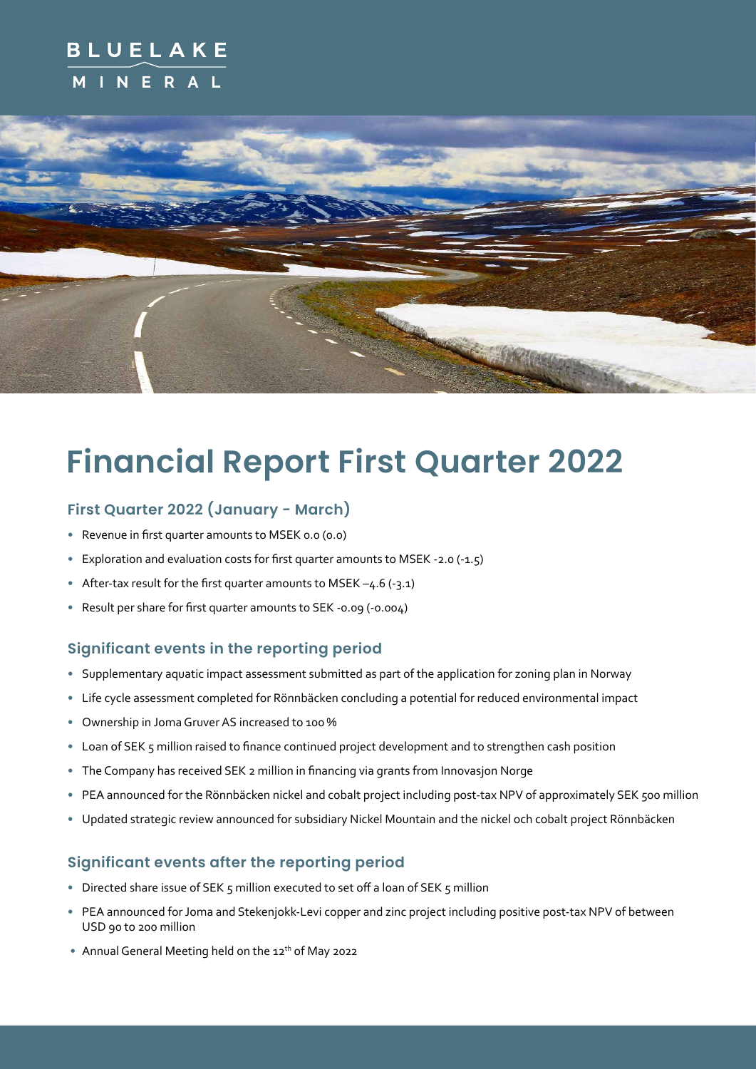BLUELAKE
MINERAL

# Financial Report First Quarter 2022

### First Quarter 2022 (January - March)

- Revenue in first quarter amounts to MSEK 0.0 (0.0)
- Exploration and evaluation costs for first quarter amounts to MSEK -2.0 (-1.5)
- After-tax result for the first quarter amounts to MSEK –4.6 (-3.1)
- Result per share for first quarter amounts to SEK -0.09 (-0.004)

### Significant events in the reporting period

- Supplementary aquatic impact assessment submitted as part of the application for zoning plan in Norway
- Life cycle assessment completed for Rönnbäcken concluding a potential for reduced environmental impact
- Ownership in Joma Gruver AS increased to 100 %
- Loan of SEK 5 million raised to finance continued project development and to strengthen cash position
- The Company has received SEK 2 million in financing via grants from Innovasjon Norge
- PEA announced for the Rönnbäcken nickel and cobalt project including post-tax NPV of approximately SEK 500 million
- Updated strategic review announced for subsidiary Nickel Mountain and the nickel och cobalt project Rönnbäcken

### Significant events after the reporting period

- Directed share issue of SEK 5 million executed to set off a loan of SEK 5 million
- PEA announced for Joma and Stekenjokk-Levi copper and zinc project including positive post-tax NPV of between USD 90 to 200 million
- Annual General Meeting held on the 12th of May 2022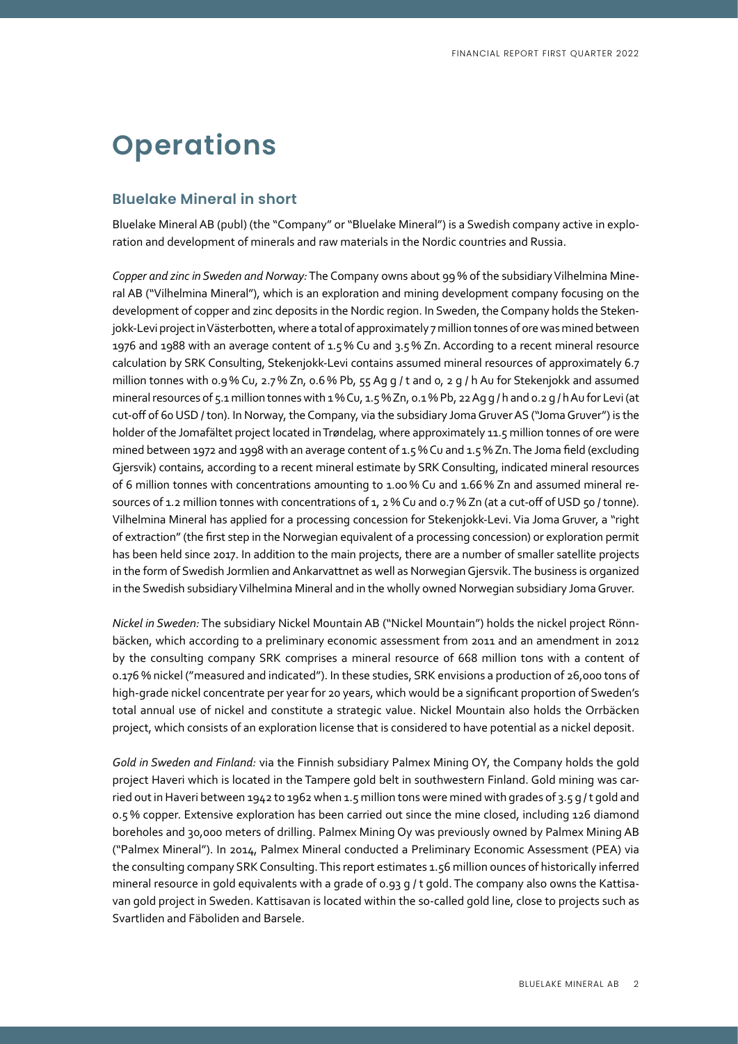# Operations

## Bluelake Mineral in short

Bluelake Mineral AB (publ) (the "Company" or "Bluelake Mineral") is a Swedish company active in exploration and development of minerals and raw materials in the Nordic countries and Russia.

*Copper and zinc in Sweden and Norway:* The Company owns about 99 % of the subsidiary Vilhelmina Mineral AB ("Vilhelmina Mineral"), which is an exploration and mining development company focusing on the development of copper and zinc deposits in the Nordic region. In Sweden, the Company holds the Stekenjokk-Levi project in Västerbotten, where a total of approximately 7 million tonnes of ore was mined between 1976 and 1988 with an average content of 1.5 % Cu and 3.5 % Zn. According to a recent mineral resource calculation by SRK Consulting, Stekenjokk-Levi contains assumed mineral resources of approximately 6.7 million tonnes with 0.9 % Cu, 2.7 % Zn, 0.6 % Pb, 55 Ag g / t and 0, 2 g / h Au for Stekenjokk and assumed mineral resources of 5.1 million tonnes with 1 % Cu, 1.5 % Zn, 0.1 % Pb, 22 Ag g / h and 0.2 g / h Au for Levi (at cut-off of 60 USD / ton). In Norway, the Company, via the subsidiary Joma Gruver AS ("Joma Gruver") is the holder of the Jomafältet project located in Trøndelag, where approximately 11.5 million tonnes of ore were mined between 1972 and 1998 with an average content of 1.5 % Cu and 1.5 % Zn. The Joma field (excluding Gjersvik) contains, according to a recent mineral estimate by SRK Consulting, indicated mineral resources of 6 million tonnes with concentrations amounting to 1.00 % Cu and 1.66 % Zn and assumed mineral resources of 1.2 million tonnes with concentrations of 1, 2 % Cu and 0.7 % Zn (at a cut-off of USD 50 / tonne). Vilhelmina Mineral has applied for a processing concession for Stekenjokk-Levi. Via Joma Gruver, a "right of extraction" (the first step in the Norwegian equivalent of a processing concession) or exploration permit has been held since 2017. In addition to the main projects, there are a number of smaller satellite projects in the form of Swedish Jormlien and Ankarvattnet as well as Norwegian Gjersvik. The business is organized in the Swedish subsidiary Vilhelmina Mineral and in the wholly owned Norwegian subsidiary Joma Gruver.

*Nickel in Sweden:* The subsidiary Nickel Mountain AB ("Nickel Mountain") holds the nickel project Rönnbäcken, which according to a preliminary economic assessment from 2011 and an amendment in 2012 by the consulting company SRK comprises a mineral resource of 668 million tons with a content of 0.176 % nickel ("measured and indicated"). In these studies, SRK envisions a production of 26,000 tons of high-grade nickel concentrate per year for 20 years, which would be a significant proportion of Sweden's total annual use of nickel and constitute a strategic value. Nickel Mountain also holds the Orrbäcken project, which consists of an exploration license that is considered to have potential as a nickel deposit.

*Gold in Sweden and Finland:* via the Finnish subsidiary Palmex Mining OY, the Company holds the gold project Haveri which is located in the Tampere gold belt in southwestern Finland. Gold mining was carried out in Haveri between 1942 to 1962 when 1.5 million tons were mined with grades of 3.5 g / t gold and 0.5 % copper. Extensive exploration has been carried out since the mine closed, including 126 diamond boreholes and 30,000 meters of drilling. Palmex Mining Oy was previously owned by Palmex Mining AB ("Palmex Mineral"). In 2014, Palmex Mineral conducted a Preliminary Economic Assessment (PEA) via the consulting company SRK Consulting. This report estimates 1.56 million ounces of historically inferred mineral resource in gold equivalents with a grade of 0.93 g / t gold. The company also owns the Kattisavan gold project in Sweden. Kattisavan is located within the so-called gold line, close to projects such as Svartliden and Fäboliden and Barsele.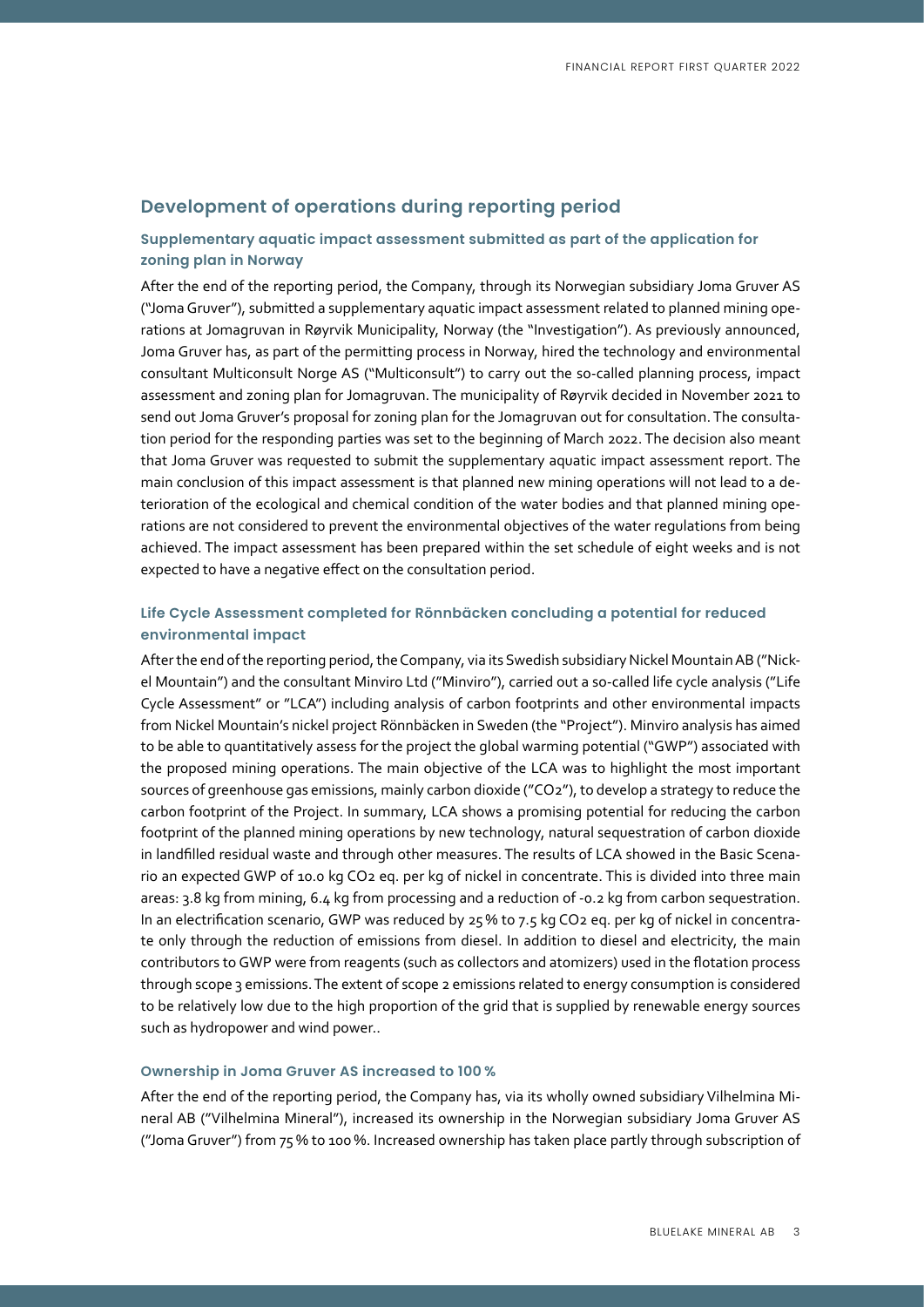## Development of operations during reporting period

### Supplementary aquatic impact assessment submitted as part of the application for zoning plan in Norway

After the end of the reporting period, the Company, through its Norwegian subsidiary Joma Gruver AS ("Joma Gruver"), submitted a supplementary aquatic impact assessment related to planned mining operations at Jomagruvan in Røyrvik Municipality, Norway (the "Investigation"). As previously announced, Joma Gruver has, as part of the permitting process in Norway, hired the technology and environmental consultant Multiconsult Norge AS ("Multiconsult") to carry out the so-called planning process, impact assessment and zoning plan for Jomagruvan. The municipality of Røyrvik decided in November 2021 to send out Joma Gruver's proposal for zoning plan for the Jomagruvan out for consultation. The consultation period for the responding parties was set to the beginning of March 2022. The decision also meant that Joma Gruver was requested to submit the supplementary aquatic impact assessment report. The main conclusion of this impact assessment is that planned new mining operations will not lead to a deterioration of the ecological and chemical condition of the water bodies and that planned mining operations are not considered to prevent the environmental objectives of the water regulations from being achieved. The impact assessment has been prepared within the set schedule of eight weeks and is not expected to have a negative effect on the consultation period.

### Life Cycle Assessment completed for Rönnbäcken concluding a potential for reduced environmental impact

After the end of the reporting period, the Company, via its Swedish subsidiary Nickel Mountain AB ("Nickel Mountain") and the consultant Minviro Ltd ("Minviro"), carried out a so-called life cycle analysis ("Life Cycle Assessment" or "LCA") including analysis of carbon footprints and other environmental impacts from Nickel Mountain's nickel project Rönnbäcken in Sweden (the "Project"). Minviro analysis has aimed to be able to quantitatively assess for the project the global warming potential ("GWP") associated with the proposed mining operations. The main objective of the LCA was to highlight the most important sources of greenhouse gas emissions, mainly carbon dioxide ("$CO_2$"), to develop a strategy to reduce the carbon footprint of the Project. In summary, LCA shows a promising potential for reducing the carbon footprint of the planned mining operations by new technology, natural sequestration of carbon dioxide in landfilled residual waste and through other measures. The results of LCA showed in the Basic Scenario an expected GWP of 10.0 kg $CO_2$ eq. per kg of nickel in concentrate. This is divided into three main areas: 3.8 kg from mining, 6.4 kg from processing and a reduction of -0.2 kg from carbon sequestration. In an electrification scenario, GWP was reduced by 25 % to 7.5 kg $CO_2$ eq. per kg of nickel in concentrate only through the reduction of emissions from diesel. In addition to diesel and electricity, the main contributors to GWP were from reagents (such as collectors and atomizers) used in the flotation process through scope 3 emissions. The extent of scope 2 emissions related to energy consumption is considered to be relatively low due to the high proportion of the grid that is supplied by renewable energy sources such as hydropower and wind power..

### Ownership in Joma Gruver AS increased to 100 %

After the end of the reporting period, the Company has, via its wholly owned subsidiary Vilhelmina Mineral AB ("Vilhelmina Mineral"), increased its ownership in the Norwegian subsidiary Joma Gruver AS ("Joma Gruver") from 75 % to 100 %. Increased ownership has taken place partly through subscription of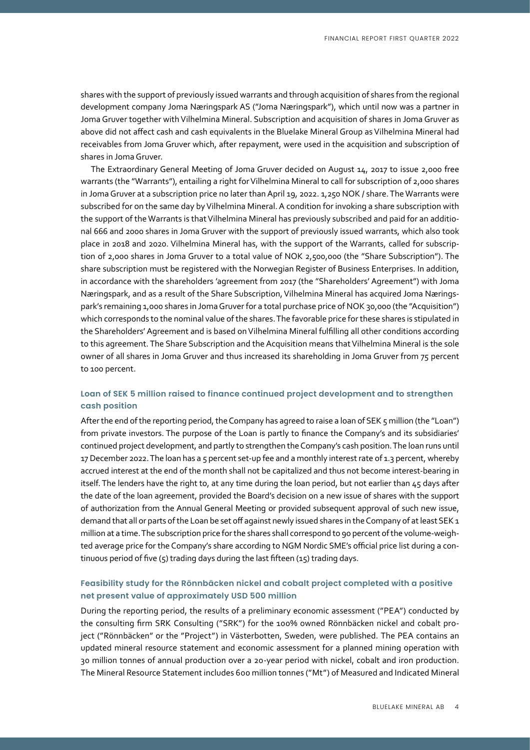shares with the support of previously issued warrants and through acquisition of shares from the regional development company Joma Næringspark AS ("Joma Næringspark"), which until now was a partner in Joma Gruver together with Vilhelmina Mineral. Subscription and acquisition of shares in Joma Gruver as above did not affect cash and cash equivalents in the Bluelake Mineral Group as Vilhelmina Mineral had receivables from Joma Gruver which, after repayment, were used in the acquisition and subscription of shares in Joma Gruver.

The Extraordinary General Meeting of Joma Gruver decided on August 14, 2017 to issue 2,000 free warrants (the "Warrants"), entailing a right for Vilhelmina Mineral to call for subscription of 2,000 shares in Joma Gruver at a subscription price no later than April 19, 2022. 1,250 NOK / share. The Warrants were subscribed for on the same day by Vilhelmina Mineral. A condition for invoking a share subscription with the support of the Warrants is that Vilhelmina Mineral has previously subscribed and paid for an additional 666 and 2000 shares in Joma Gruver with the support of previously issued warrants, which also took place in 2018 and 2020. Vilhelmina Mineral has, with the support of the Warrants, called for subscription of 2,000 shares in Joma Gruver to a total value of NOK 2,500,000 (the "Share Subscription"). The share subscription must be registered with the Norwegian Register of Business Enterprises. In addition, in accordance with the shareholders 'agreement from 2017 (the "Shareholders' Agreement") with Joma Næringspark, and as a result of the Share Subscription, Vilhelmina Mineral has acquired Joma Næringspark's remaining 1,000 shares in Joma Gruver for a total purchase price of NOK 30,000 (the "Acquisition") which corresponds to the nominal value of the shares. The favorable price for these shares is stipulated in the Shareholders' Agreement and is based on Vilhelmina Mineral fulfilling all other conditions according to this agreement. The Share Subscription and the Acquisition means that Vilhelmina Mineral is the sole owner of all shares in Joma Gruver and thus increased its shareholding in Joma Gruver from 75 percent to 100 percent.

### Loan of SEK 5 million raised to finance continued project development and to strengthen cash position

After the end of the reporting period, the Company has agreed to raise a loan of SEK 5 million (the "Loan") from private investors. The purpose of the Loan is partly to finance the Company's and its subsidiaries' continued project development, and partly to strengthen the Company's cash position. The loan runs until 17 December 2022. The loan has a 5 percent set-up fee and a monthly interest rate of 1.3 percent, whereby accrued interest at the end of the month shall not be capitalized and thus not become interest-bearing in itself. The lenders have the right to, at any time during the loan period, but not earlier than 45 days after the date of the loan agreement, provided the Board's decision on a new issue of shares with the support of authorization from the Annual General Meeting or provided subsequent approval of such new issue, demand that all or parts of the Loan be set off against newly issued shares in the Company of at least SEK 1 million at a time. The subscription price for the shares shall correspond to 90 percent of the volume-weighted average price for the Company's share according to NGM Nordic SME's official price list during a continuous period of five (5) trading days during the last fifteen (15) trading days.

### Feasibility study for the Rönnbäcken nickel and cobalt project completed with a positive net present value of approximately USD 500 million

During the reporting period, the results of a preliminary economic assessment ("PEA") conducted by the consulting firm SRK Consulting ("SRK") for the 100% owned Rönnbäcken nickel and cobalt project ("Rönnbäcken" or the "Project") in Västerbotten, Sweden, were published. The PEA contains an updated mineral resource statement and economic assessment for a planned mining operation with 30 million tonnes of annual production over a 20-year period with nickel, cobalt and iron production. The Mineral Resource Statement includes 600 million tonnes ("Mt") of Measured and Indicated Mineral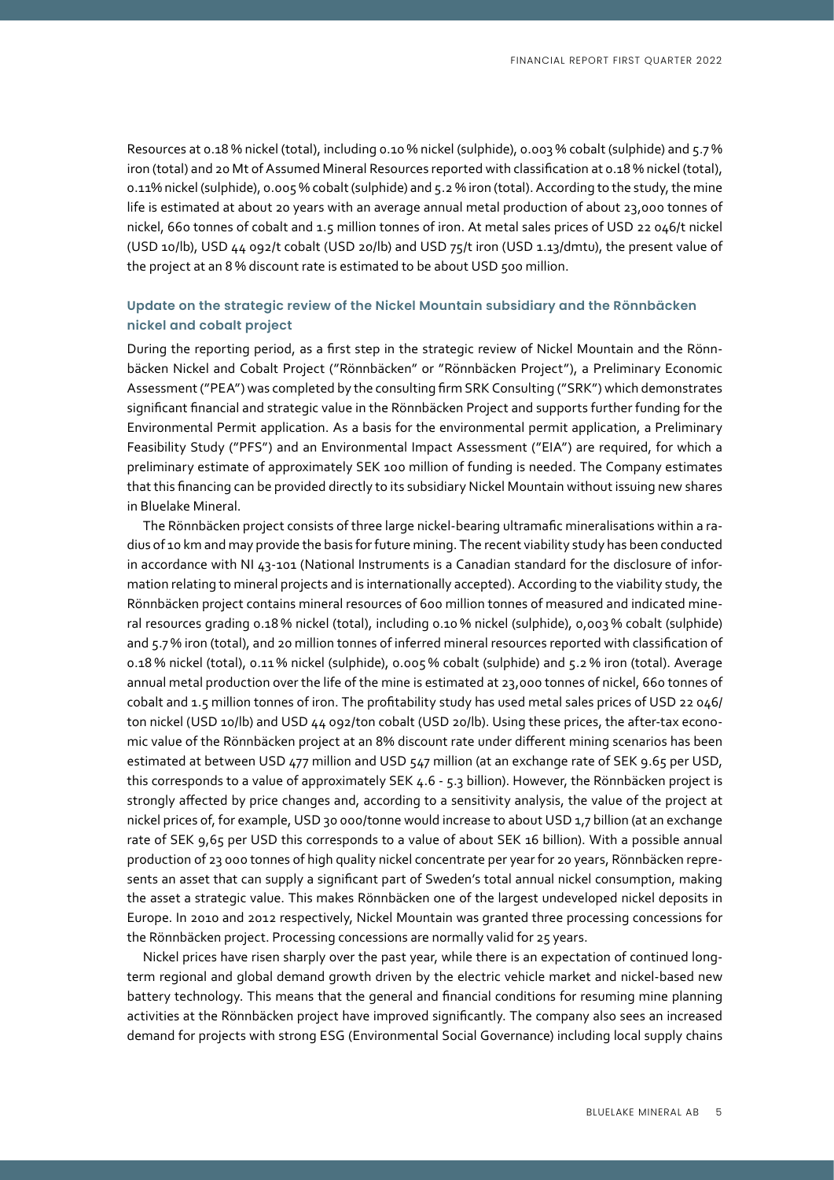Resources at 0.18 % nickel (total), including 0.10 % nickel (sulphide), 0.003 % cobalt (sulphide) and 5.7 % iron (total) and 20 Mt of Assumed Mineral Resources reported with classification at 0.18 % nickel (total), 0.11% nickel (sulphide), 0.005 % cobalt (sulphide) and 5.2 % iron (total). According to the study, the mine life is estimated at about 20 years with an average annual metal production of about 23,000 tonnes of nickel, 660 tonnes of cobalt and 1.5 million tonnes of iron. At metal sales prices of USD 22 046/t nickel (USD 10/lb), USD 44 092/t cobalt (USD 20/lb) and USD 75/t iron (USD 1.13/dmtu), the present value of the project at an 8 % discount rate is estimated to be about USD 500 million.

### Update on the strategic review of the Nickel Mountain subsidiary and the Rönnbäcken nickel and cobalt project

During the reporting period, as a first step in the strategic review of Nickel Mountain and the Rönnbäcken Nickel and Cobalt Project ("Rönnbäcken" or "Rönnbäcken Project"), a Preliminary Economic Assessment ("PEA") was completed by the consulting firm SRK Consulting ("SRK") which demonstrates significant financial and strategic value in the Rönnbäcken Project and supports further funding for the Environmental Permit application. As a basis for the environmental permit application, a Preliminary Feasibility Study ("PFS") and an Environmental Impact Assessment ("EIA") are required, for which a preliminary estimate of approximately SEK 100 million of funding is needed. The Company estimates that this financing can be provided directly to its subsidiary Nickel Mountain without issuing new shares in Bluelake Mineral.

The Rönnbäcken project consists of three large nickel-bearing ultramafic mineralisations within a radius of 10 km and may provide the basis for future mining. The recent viability study has been conducted in accordance with NI 43-101 (National Instruments is a Canadian standard for the disclosure of information relating to mineral projects and is internationally accepted). According to the viability study, the Rönnbäcken project contains mineral resources of 600 million tonnes of measured and indicated mineral resources grading 0.18 % nickel (total), including 0.10 % nickel (sulphide), 0,003 % cobalt (sulphide) and 5.7 % iron (total), and 20 million tonnes of inferred mineral resources reported with classification of 0.18 % nickel (total), 0.11 % nickel (sulphide), 0.005 % cobalt (sulphide) and 5.2 % iron (total). Average annual metal production over the life of the mine is estimated at 23,000 tonnes of nickel, 660 tonnes of cobalt and 1.5 million tonnes of iron. The profitability study has used metal sales prices of USD 22 046/ton nickel (USD 10/lb) and USD 44 092/ton cobalt (USD 20/lb). Using these prices, the after-tax economic value of the Rönnbäcken project at an 8% discount rate under different mining scenarios has been estimated at between USD 477 million and USD 547 million (at an exchange rate of SEK 9.65 per USD, this corresponds to a value of approximately SEK 4.6 - 5.3 billion). However, the Rönnbäcken project is strongly affected by price changes and, according to a sensitivity analysis, the value of the project at nickel prices of, for example, USD 30 000/tonne would increase to about USD 1,7 billion (at an exchange rate of SEK 9,65 per USD this corresponds to a value of about SEK 16 billion). With a possible annual production of 23 000 tonnes of high quality nickel concentrate per year for 20 years, Rönnbäcken represents an asset that can supply a significant part of Sweden's total annual nickel consumption, making the asset a strategic value. This makes Rönnbäcken one of the largest undeveloped nickel deposits in Europe. In 2010 and 2012 respectively, Nickel Mountain was granted three processing concessions for the Rönnbäcken project. Processing concessions are normally valid for 25 years.

Nickel prices have risen sharply over the past year, while there is an expectation of continued long-term regional and global demand growth driven by the electric vehicle market and nickel-based new battery technology. This means that the general and financial conditions for resuming mine planning activities at the Rönnbäcken project have improved significantly. The company also sees an increased demand for projects with strong ESG (Environmental Social Governance) including local supply chains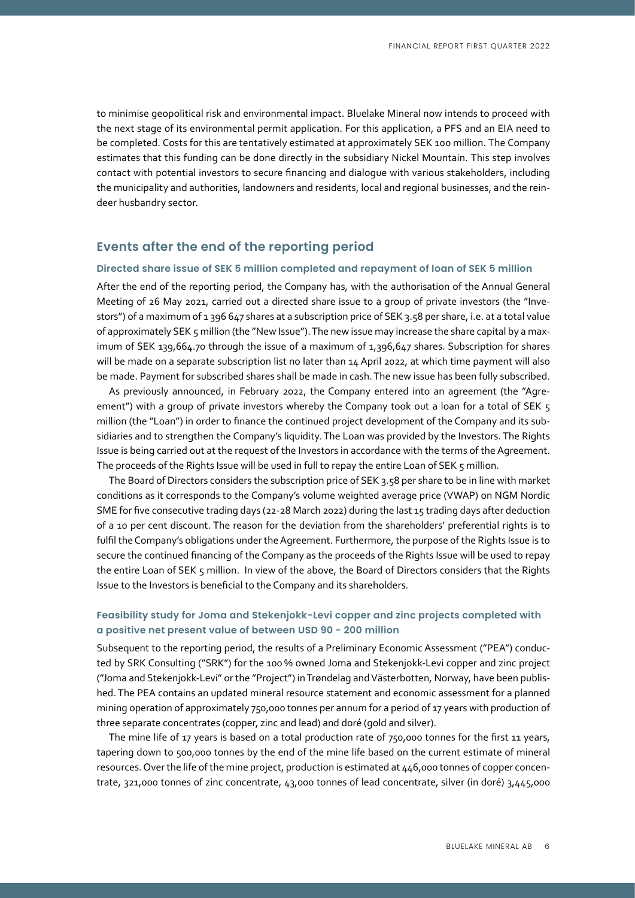to minimise geopolitical risk and environmental impact. Bluelake Mineral now intends to proceed with the next stage of its environmental permit application. For this application, a PFS and an EIA need to be completed. Costs for this are tentatively estimated at approximately SEK 100 million. The Company estimates that this funding can be done directly in the subsidiary Nickel Mountain. This step involves contact with potential investors to secure financing and dialogue with various stakeholders, including the municipality and authorities, landowners and residents, local and regional businesses, and the reindeer husbandry sector.

## Events after the end of the reporting period

### Directed share issue of SEK 5 million completed and repayment of loan of SEK 5 million

After the end of the reporting period, the Company has, with the authorisation of the Annual General Meeting of 26 May 2021, carried out a directed share issue to a group of private investors (the "Investors") of a maximum of 1 396 647 shares at a subscription price of SEK 3.58 per share, i.e. at a total value of approximately SEK 5 million (the "New Issue"). The new issue may increase the share capital by a maximum of SEK 139,664.70 through the issue of a maximum of 1,396,647 shares. Subscription for shares will be made on a separate subscription list no later than 14 April 2022, at which time payment will also be made. Payment for subscribed shares shall be made in cash. The new issue has been fully subscribed.

As previously announced, in February 2022, the Company entered into an agreement (the "Agreement") with a group of private investors whereby the Company took out a loan for a total of SEK 5 million (the "Loan") in order to finance the continued project development of the Company and its subsidiaries and to strengthen the Company's liquidity. The Loan was provided by the Investors. The Rights Issue is being carried out at the request of the Investors in accordance with the terms of the Agreement. The proceeds of the Rights Issue will be used in full to repay the entire Loan of SEK 5 million.

The Board of Directors considers the subscription price of SEK 3.58 per share to be in line with market conditions as it corresponds to the Company's volume weighted average price (VWAP) on NGM Nordic SME for five consecutive trading days (22-28 March 2022) during the last 15 trading days after deduction of a 10 per cent discount. The reason for the deviation from the shareholders' preferential rights is to fulfil the Company's obligations under the Agreement. Furthermore, the purpose of the Rights Issue is to secure the continued financing of the Company as the proceeds of the Rights Issue will be used to repay the entire Loan of SEK 5 million. In view of the above, the Board of Directors considers that the Rights Issue to the Investors is beneficial to the Company and its shareholders.

### Feasibility study for Joma and Stekenjokk-Levi copper and zinc projects completed with a positive net present value of between USD 90 - 200 million

Subsequent to the reporting period, the results of a Preliminary Economic Assessment ("PEA") conducted by SRK Consulting ("SRK") for the 100 % owned Joma and Stekenjokk-Levi copper and zinc project ("Joma and Stekenjokk-Levi" or the "Project") in Trøndelag and Västerbotten, Norway, have been published. The PEA contains an updated mineral resource statement and economic assessment for a planned mining operation of approximately 750,000 tonnes per annum for a period of 17 years with production of three separate concentrates (copper, zinc and lead) and doré (gold and silver).

The mine life of 17 years is based on a total production rate of 750,000 tonnes for the first 11 years, tapering down to 500,000 tonnes by the end of the mine life based on the current estimate of mineral resources. Over the life of the mine project, production is estimated at 446,000 tonnes of copper concentrate, 321,000 tonnes of zinc concentrate, 43,000 tonnes of lead concentrate, silver (in doré) 3,445,000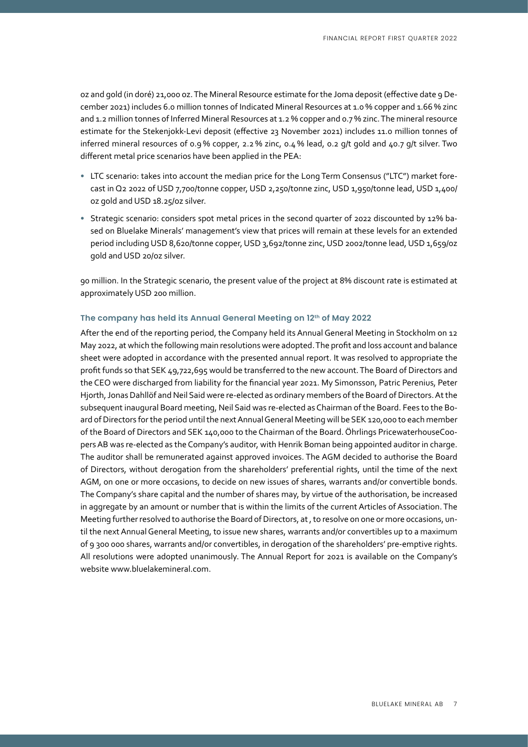oz and gold (in doré) 21,000 oz. The Mineral Resource estimate for the Joma deposit (effective date 9 December 2021) includes 6.0 million tonnes of Indicated Mineral Resources at 1.0 % copper and 1.66 % zinc and 1.2 million tonnes of Inferred Mineral Resources at 1.2 % copper and 0.7 % zinc. The mineral resource estimate for the Stekenjokk-Levi deposit (effective 23 November 2021) includes 11.0 million tonnes of inferred mineral resources of 0.9 % copper, 2.2 % zinc, 0.4 % lead, 0.2 g/t gold and 40.7 g/t silver. Two different metal price scenarios have been applied in the PEA:

- LTC scenario: takes into account the median price for the Long Term Consensus ("LTC") market forecast in Q2 2022 of USD 7,700/tonne copper, USD 2,250/tonne zinc, USD 1,950/tonne lead, USD 1,400/oz gold and USD 18.25/oz silver.
- Strategic scenario: considers spot metal prices in the second quarter of 2022 discounted by 12% based on Bluelake Minerals' management's view that prices will remain at these levels for an extended period including USD 8,620/tonne copper, USD 3,692/tonne zinc, USD 2002/tonne lead, USD 1,659/oz gold and USD 20/oz silver.

90 million. In the Strategic scenario, the present value of the project at 8% discount rate is estimated at approximately USD 200 million.

### The company has held its Annual General Meeting on 12th of May 2022

After the end of the reporting period, the Company held its Annual General Meeting in Stockholm on 12 May 2022, at which the following main resolutions were adopted. The profit and loss account and balance sheet were adopted in accordance with the presented annual report. It was resolved to appropriate the profit funds so that SEK 49,722,695 would be transferred to the new account. The Board of Directors and the CEO were discharged from liability for the financial year 2021. My Simonsson, Patric Perenius, Peter Hjorth, Jonas Dahllöf and Neil Said were re-elected as ordinary members of the Board of Directors. At the subsequent inaugural Board meeting, Neil Said was re-elected as Chairman of the Board. Fees to the Board of Directors for the period until the next Annual General Meeting will be SEK 120,000 to each member of the Board of Directors and SEK 140,000 to the Chairman of the Board. Öhrlings PricewaterhouseCoopers AB was re-elected as the Company's auditor, with Henrik Boman being appointed auditor in charge. The auditor shall be remunerated against approved invoices. The AGM decided to authorise the Board of Directors, without derogation from the shareholders' preferential rights, until the time of the next AGM, on one or more occasions, to decide on new issues of shares, warrants and/or convertible bonds. The Company's share capital and the number of shares may, by virtue of the authorisation, be increased in aggregate by an amount or number that is within the limits of the current Articles of Association. The Meeting further resolved to authorise the Board of Directors, at , to resolve on one or more occasions, until the next Annual General Meeting, to issue new shares, warrants and/or convertibles up to a maximum of 9 300 000 shares, warrants and/or convertibles, in derogation of the shareholders' pre-emptive rights. All resolutions were adopted unanimously. The Annual Report for 2021 is available on the Company's website www.bluelakemineral.com.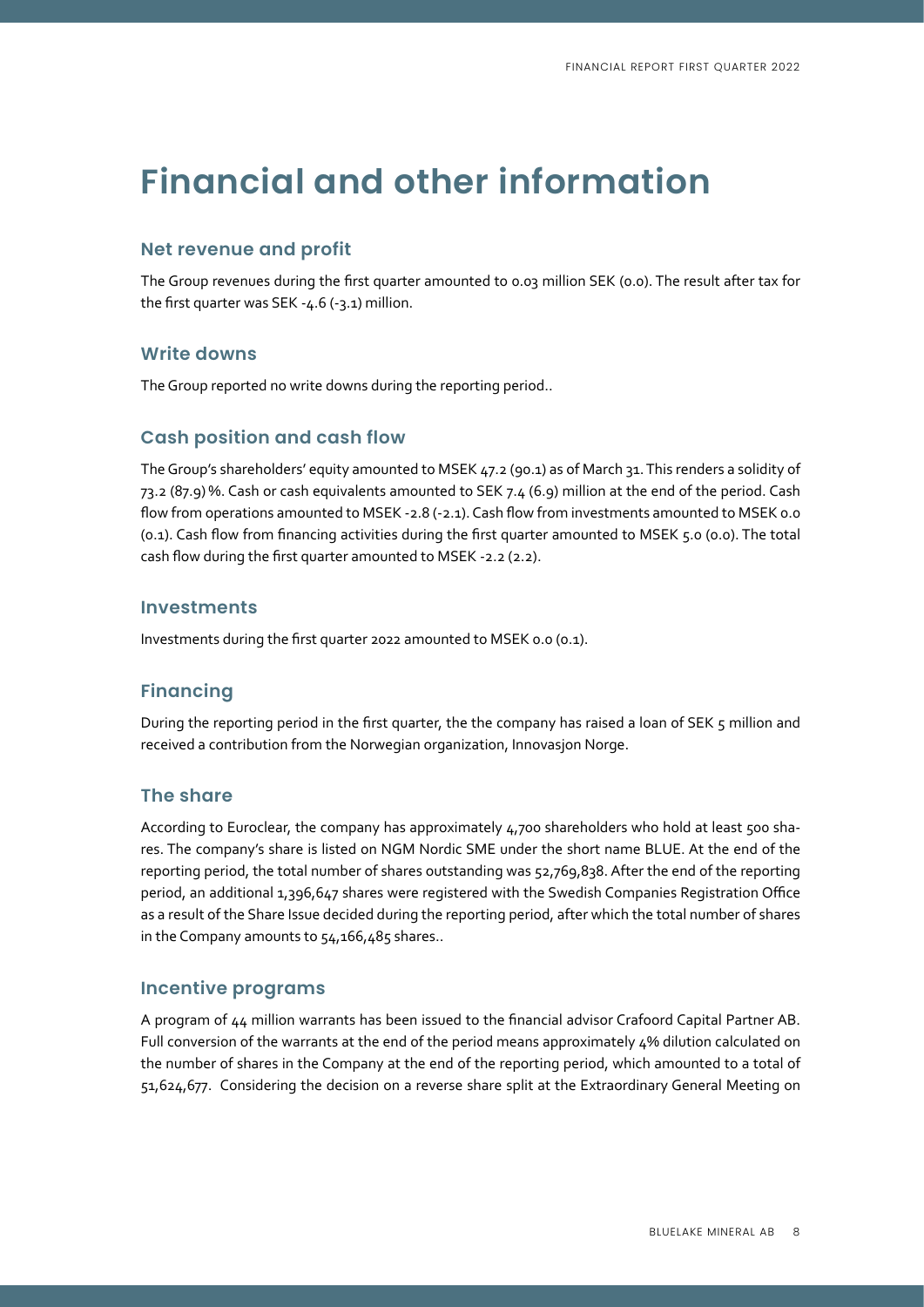# Financial and other information

## Net revenue and profit

The Group revenues during the first quarter amounted to 0.03 million SEK (0.0). The result after tax for the first quarter was SEK -4.6 (-3.1) million.

## Write downs

The Group reported no write downs during the reporting period..

## Cash position and cash flow

The Group's shareholders' equity amounted to MSEK 47.2 (90.1) as of March 31. This renders a solidity of 73.2 (87.9) %. Cash or cash equivalents amounted to SEK 7.4 (6.9) million at the end of the period. Cash flow from operations amounted to MSEK -2.8 (-2.1). Cash flow from investments amounted to MSEK 0.0 (0.1). Cash flow from financing activities during the first quarter amounted to MSEK 5.0 (0.0). The total cash flow during the first quarter amounted to MSEK -2.2 (2.2).

## Investments

Investments during the first quarter 2022 amounted to MSEK 0.0 (0.1).

## Financing

During the reporting period in the first quarter, the the company has raised a loan of SEK 5 million and received a contribution from the Norwegian organization, Innovasjon Norge.

## The share

According to Euroclear, the company has approximately 4,700 shareholders who hold at least 500 shares. The company's share is listed on NGM Nordic SME under the short name BLUE. At the end of the reporting period, the total number of shares outstanding was 52,769,838. After the end of the reporting period, an additional 1,396,647 shares were registered with the Swedish Companies Registration Office as a result of the Share Issue decided during the reporting period, after which the total number of shares in the Company amounts to 54,166,485 shares..

## Incentive programs

A program of 44 million warrants has been issued to the financial advisor Crafoord Capital Partner AB. Full conversion of the warrants at the end of the period means approximately 4% dilution calculated on the number of shares in the Company at the end of the reporting period, which amounted to a total of 51,624,677. Considering the decision on a reverse share split at the Extraordinary General Meeting on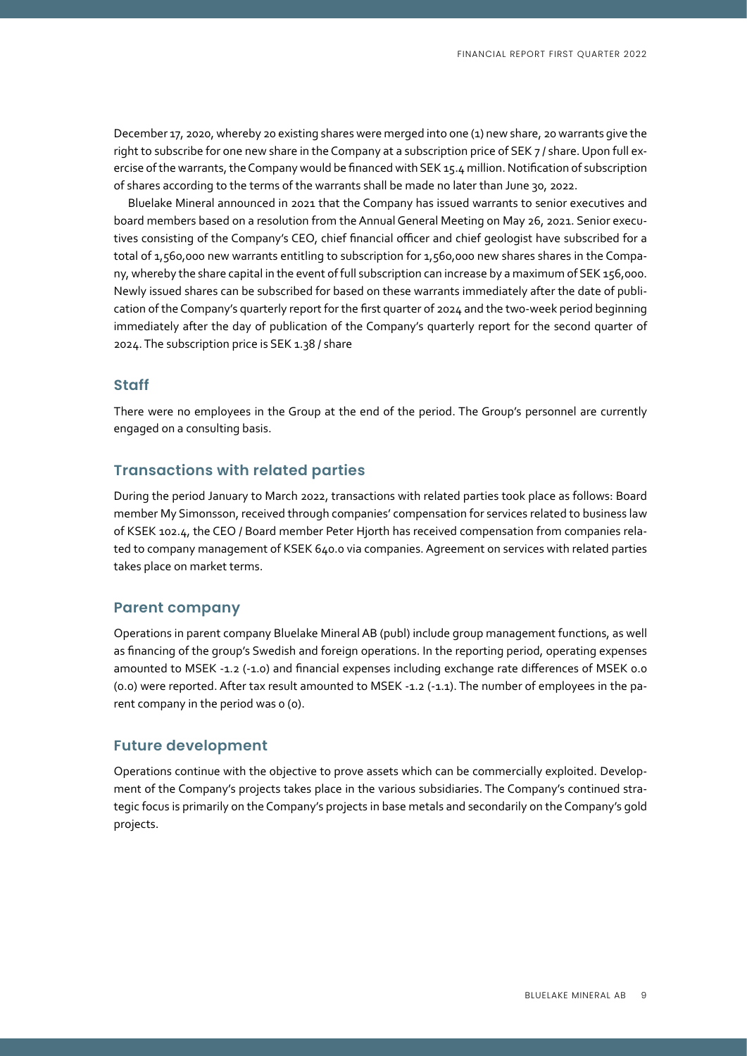December 17, 2020, whereby 20 existing shares were merged into one (1) new share, 20 warrants give the right to subscribe for one new share in the Company at a subscription price of SEK 7 / share. Upon full exercise of the warrants, the Company would be financed with SEK 15.4 million. Notification of subscription of shares according to the terms of the warrants shall be made no later than June 30, 2022.

Bluelake Mineral announced in 2021 that the Company has issued warrants to senior executives and board members based on a resolution from the Annual General Meeting on May 26, 2021. Senior executives consisting of the Company's CEO, chief financial officer and chief geologist have subscribed for a total of 1,560,000 new warrants entitling to subscription for 1,560,000 new shares shares in the Company, whereby the share capital in the event of full subscription can increase by a maximum of SEK 156,000. Newly issued shares can be subscribed for based on these warrants immediately after the date of publication of the Company's quarterly report for the first quarter of 2024 and the two-week period beginning immediately after the day of publication of the Company's quarterly report for the second quarter of 2024. The subscription price is SEK 1.38 / share

## Staff

There were no employees in the Group at the end of the period. The Group's personnel are currently engaged on a consulting basis.

## Transactions with related parties

During the period January to March 2022, transactions with related parties took place as follows: Board member My Simonsson, received through companies' compensation for services related to business law of KSEK 102.4, the CEO / Board member Peter Hjorth has received compensation from companies related to company management of KSEK 640.0 via companies. Agreement on services with related parties takes place on market terms.

## Parent company

Operations in parent company Bluelake Mineral AB (publ) include group management functions, as well as financing of the group's Swedish and foreign operations. In the reporting period, operating expenses amounted to MSEK -1.2 (-1.0) and financial expenses including exchange rate differences of MSEK 0.0 (0.0) were reported. After tax result amounted to MSEK -1.2 (-1.1). The number of employees in the parent company in the period was 0 (0).

## Future development

Operations continue with the objective to prove assets which can be commercially exploited. Development of the Company's projects takes place in the various subsidiaries. The Company's continued strategic focus is primarily on the Company's projects in base metals and secondarily on the Company's gold projects.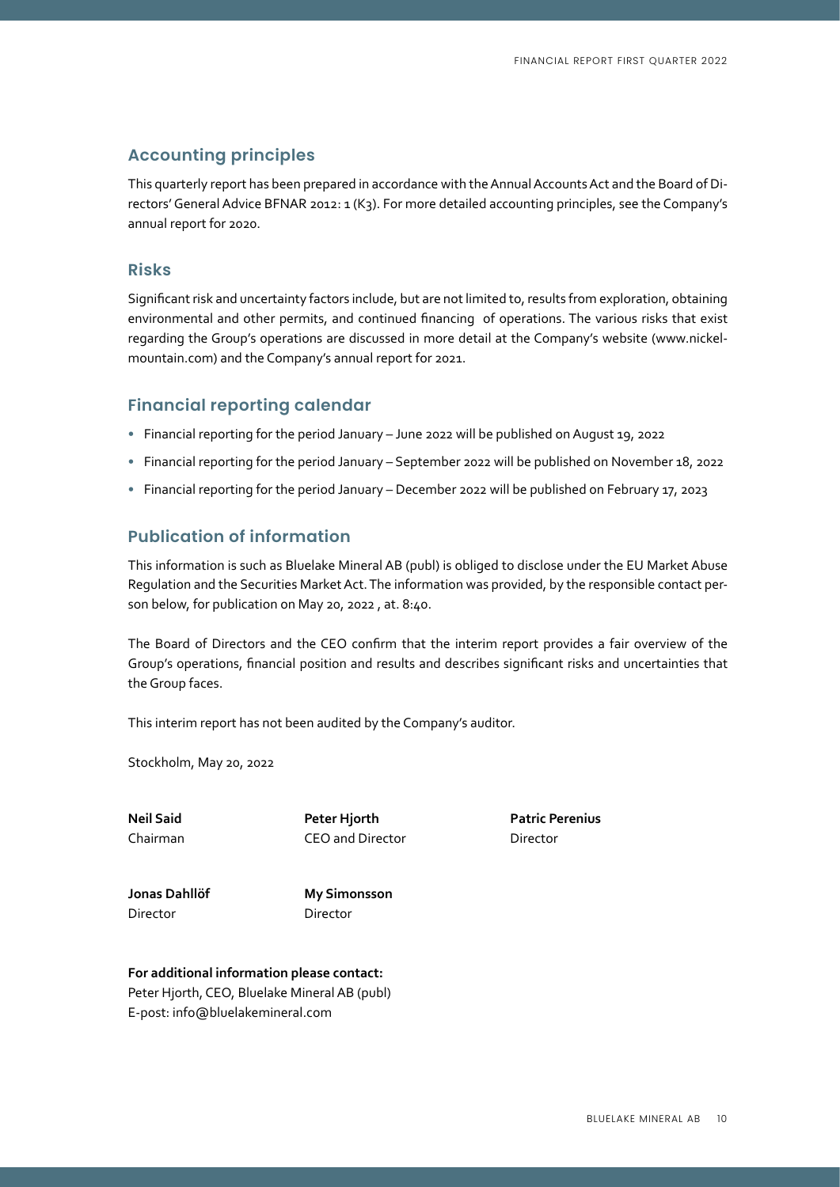## Accounting principles

This quarterly report has been prepared in accordance with the Annual Accounts Act and the Board of Directors' General Advice BFNAR 2012: 1 (K3). For more detailed accounting principles, see the Company's annual report for 2020.

## Risks

Significant risk and uncertainty factors include, but are not limited to, results from exploration, obtaining environmental and other permits, and continued financing of operations. The various risks that exist regarding the Group's operations are discussed in more detail at the Company's website (www.nickelmountain.com) and the Company's annual report for 2021.

## Financial reporting calendar

- Financial reporting for the period January – June 2022 will be published on August 19, 2022
- Financial reporting for the period January – September 2022 will be published on November 18, 2022
- Financial reporting for the period January – December 2022 will be published on February 17, 2023

## Publication of information

This information is such as Bluelake Mineral AB (publ) is obliged to disclose under the EU Market Abuse Regulation and the Securities Market Act. The information was provided, by the responsible contact person below, for publication on May 20, 2022 , at. 8:40.

The Board of Directors and the CEO confirm that the interim report provides a fair overview of the Group's operations, financial position and results and describes significant risks and uncertainties that the Group faces.

This interim report has not been audited by the Company's auditor.

Stockholm, May 20, 2022

**Neil Said**
Chairman

**Peter Hjorth**
CEO and Director

**Patric Perenius**
Director

**Jonas Dahllöf**
Director

**My Simonsson**
Director

**For additional information please contact:**
Peter Hjorth, CEO, Bluelake Mineral AB (publ)
E-post: info@bluelakemineral.com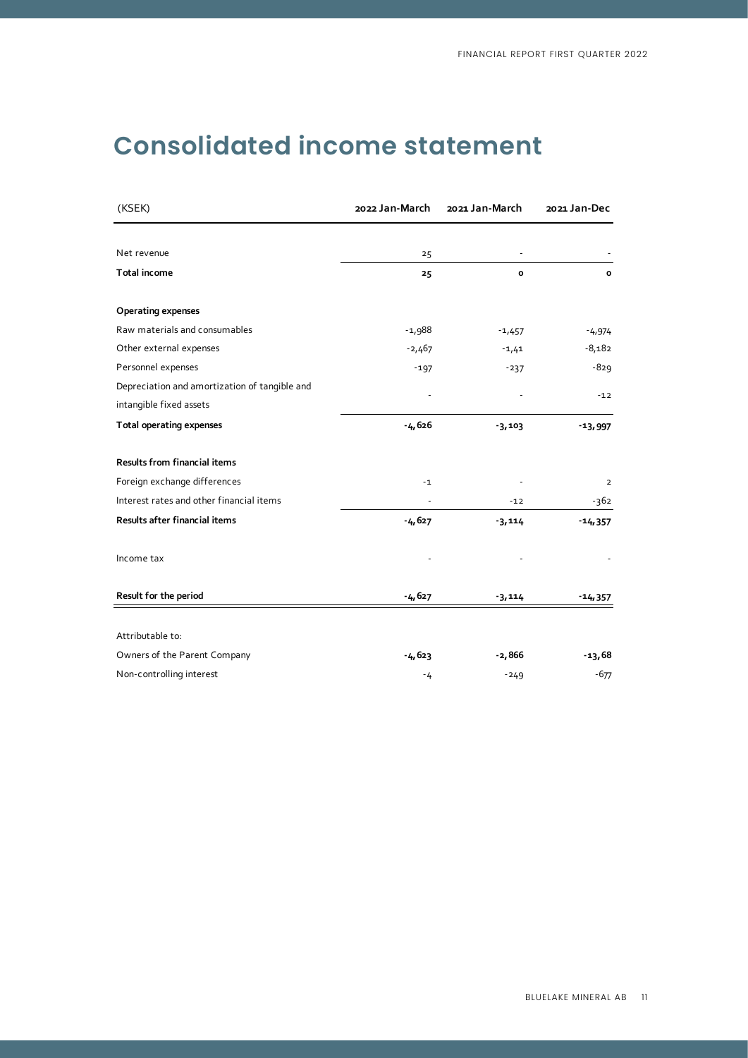# Consolidated income statement

| (KSEK) | 2022 Jan-March | 2021 Jan-March | 2021 Jan-Dec |
|---|---|---|---|
| Net revenue | 25 | - | - |
| **Total income** | **25** | **0** | **0** |
| **Operating expenses** | | | |
| Raw materials and consumables | -1,988 | -1,457 | -4,974 |
| Other external expenses | -2,467 | -1,41 | -8,182 |
| Personnel expenses | -197 | -237 | -829 |
| Depreciation and amortization of tangible and intangible fixed assets | - | - | -12 |
| **Total operating expenses** | **-4,626** | **-3,103** | **-13,997** |
| **Results from financial items** | | | |
| Foreign exchange differences | -1 | - | 2 |
| Interest rates and other financial items | - | -12 | -362 |
| **Results after financial items** | **-4,627** | **-3,114** | **-14,357** |
| Income tax | - | - | - |
| **Result for the period** | **-4,627** | **-3,114** | **-14,357** |
| Attributable to: | | | |
| Owners of the Parent Company | **-4,623** | **-2,866** | **-13,68** |
| Non-controlling interest | -4 | -249 | -677 |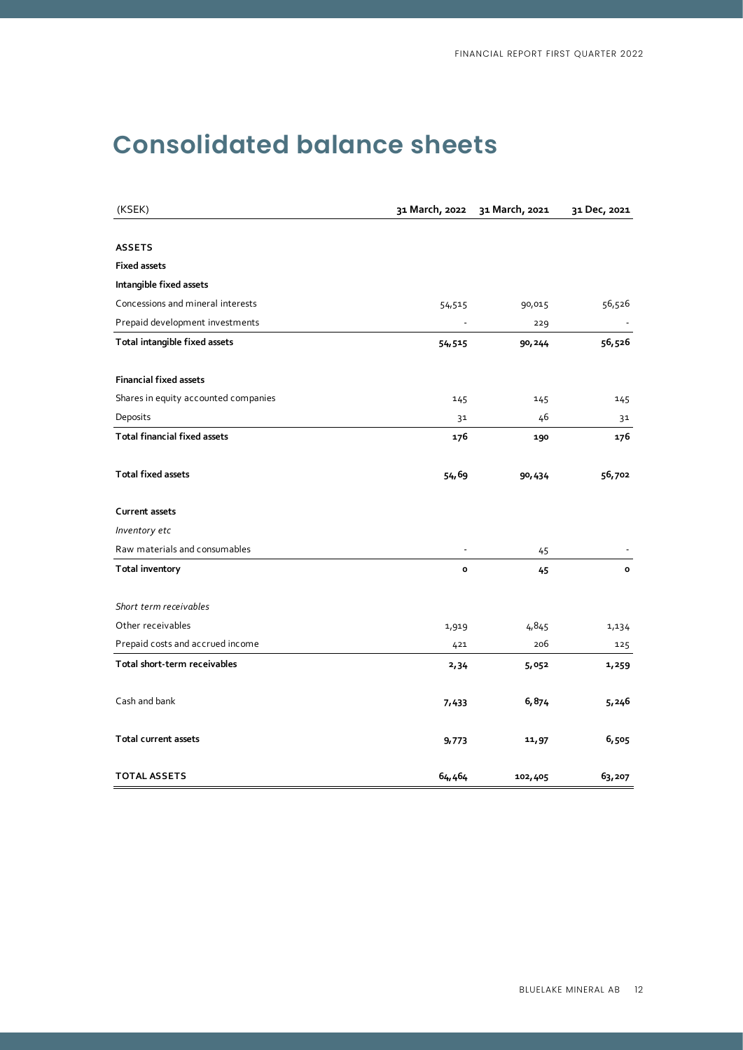# Consolidated balance sheets

| (KSEK) | 31 March, 2022 | 31 March, 2021 | 31 Dec, 2021 |
|---|---|---|---|
| **ASSETS** | | | |
| **Fixed assets** | | | |
| **Intangible fixed assets** | | | |
| Concessions and mineral interests | 54,515 | 90,015 | 56,526 |
| Prepaid development investments | - | 229 | - |
| **Total intangible fixed assets** | **54,515** | **90,244** | **56,526** |
| | | | |
| **Financial fixed assets** | | | |
| Shares in equity accounted companies | 145 | 145 | 145 |
| Deposits | 31 | 46 | 31 |
| **Total financial fixed assets** | **176** | **190** | **176** |
| | | | |
| **Total fixed assets** | **54,69** | **90,434** | **56,702** |
| | | | |
| **Current assets** | | | |
| *Inventory etc* | | | |
| Raw materials and consumables | - | 45 | - |
| **Total inventory** | **0** | **45** | **0** |
| | | | |
| *Short term receivables* | | | |
| Other receivables | 1,919 | 4,845 | 1,134 |
| Prepaid costs and accrued income | 421 | 206 | 125 |
| **Total short-term receivables** | **2,34** | **5,052** | **1,259** |
| | | | |
| Cash and bank | **7,433** | **6,874** | **5,246** |
| | | | |
| **Total current assets** | **9,773** | **11,97** | **6,505** |
| | | | |
| **TOTAL ASSETS** | **64,464** | **102,405** | **63,207** |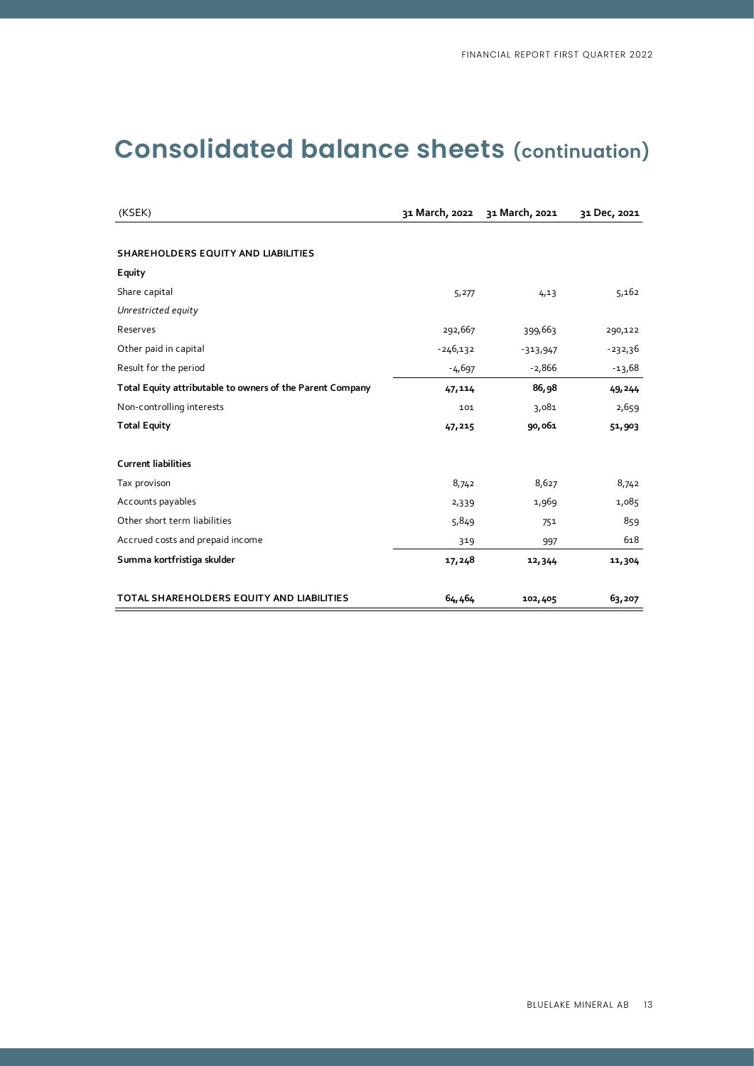# Consolidated balance sheets (continuation)

| (KSEK) | 31 March, 2022 | 31 March, 2021 | 31 Dec, 2021 |
|---|---|---|---|
| **SHAREHOLDERS EQUITY AND LIABILITIES** | | | |
| **Equity** | | | |
| Share capital | 5,277 | 4,13 | 5,162 |
| *Unrestricted equity* | | | |
| Reserves | 292,667 | 399,663 | 290,122 |
| Other paid in capital | -246,132 | -313,947 | -232,36 |
| Result for the period | -4,697 | -2,866 | -13,68 |
| **Total Equity attributable to owners of the Parent Company** | **47,114** | **86,98** | **49,244** |
| Non-controlling interests | 101 | 3,081 | 2,659 |
| **Total Equity** | **47,215** | **90,061** | **51,903** |
| **Current liabilities** | | | |
| Tax provison | 8,742 | 8,627 | 8,742 |
| Accounts payables | 2,339 | 1,969 | 1,085 |
| Other short term liabilities | 5,849 | 751 | 859 |
| Accrued costs and prepaid income | 319 | 997 | 618 |
| **Summa kortfristiga skulder** | **17,248** | **12,344** | **11,304** |
| **TOTAL SHAREHOLDERS EQUITY AND LIABILITIES** | **64,464** | **102,405** | **63,207** |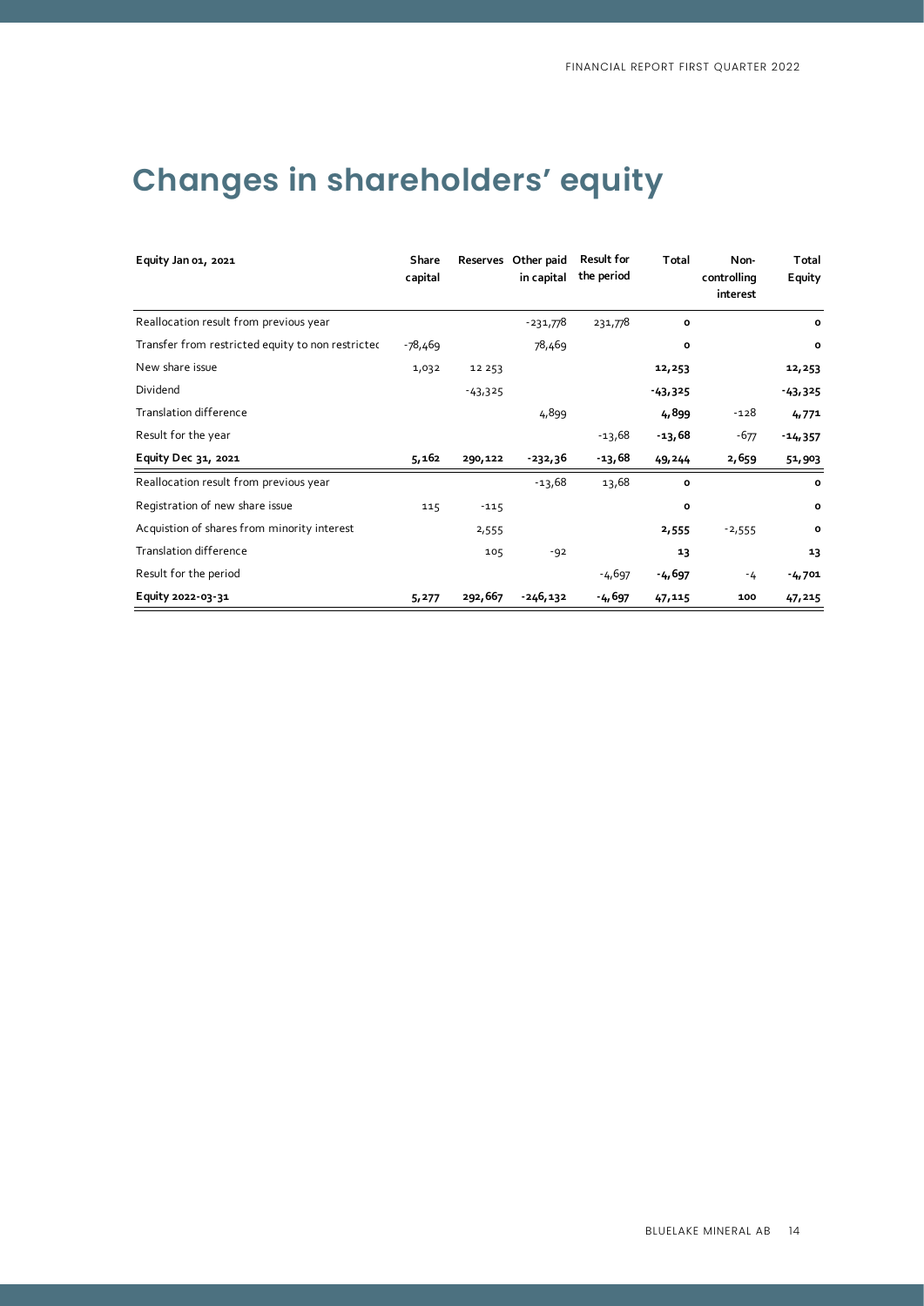# Changes in shareholders' equity

| Equity Jan 01, 2021 | Share capital | Reserves | Other paid in capital | Result for the period | Total | Non-controlling interest | Total Equity |
|---|---|---|---|---|---|---|---|
| Reallocation result from previous year | | | -231,778 | 231,778 | 0 | | 0 |
| Transfer from restricted equity to non restrictec | -78,469 | | 78,469 | | 0 | | 0 |
| New share issue | 1,032 | 12 253 | | | 12,253 | | 12,253 |
| Dividend | | -43,325 | | | -43,325 | | -43,325 |
| Translation difference | | | 4,899 | | 4,899 | -128 | 4,771 |
| Result for the year | | | | -13,68 | -13,68 | -677 | -14,357 |
| **Equity Dec 31, 2021** | **5,162** | **290,122** | **-232,36** | **-13,68** | **49,244** | **2,659** | **51,903** |
| Reallocation result from previous year | | | -13,68 | 13,68 | 0 | | 0 |
| Registration of new share issue | 115 | -115 | | | 0 | | 0 |
| Acquistion of shares from minority interest | | 2,555 | | | 2,555 | -2,555 | 0 |
| Translation difference | | 105 | -92 | | 13 | | 13 |
| Result for the period | | | | -4,697 | -4,697 | -4 | -4,701 |
| **Equity 2022-03-31** | **5,277** | **292,667** | **-246,132** | **-4,697** | **47,115** | **100** | **47,215** |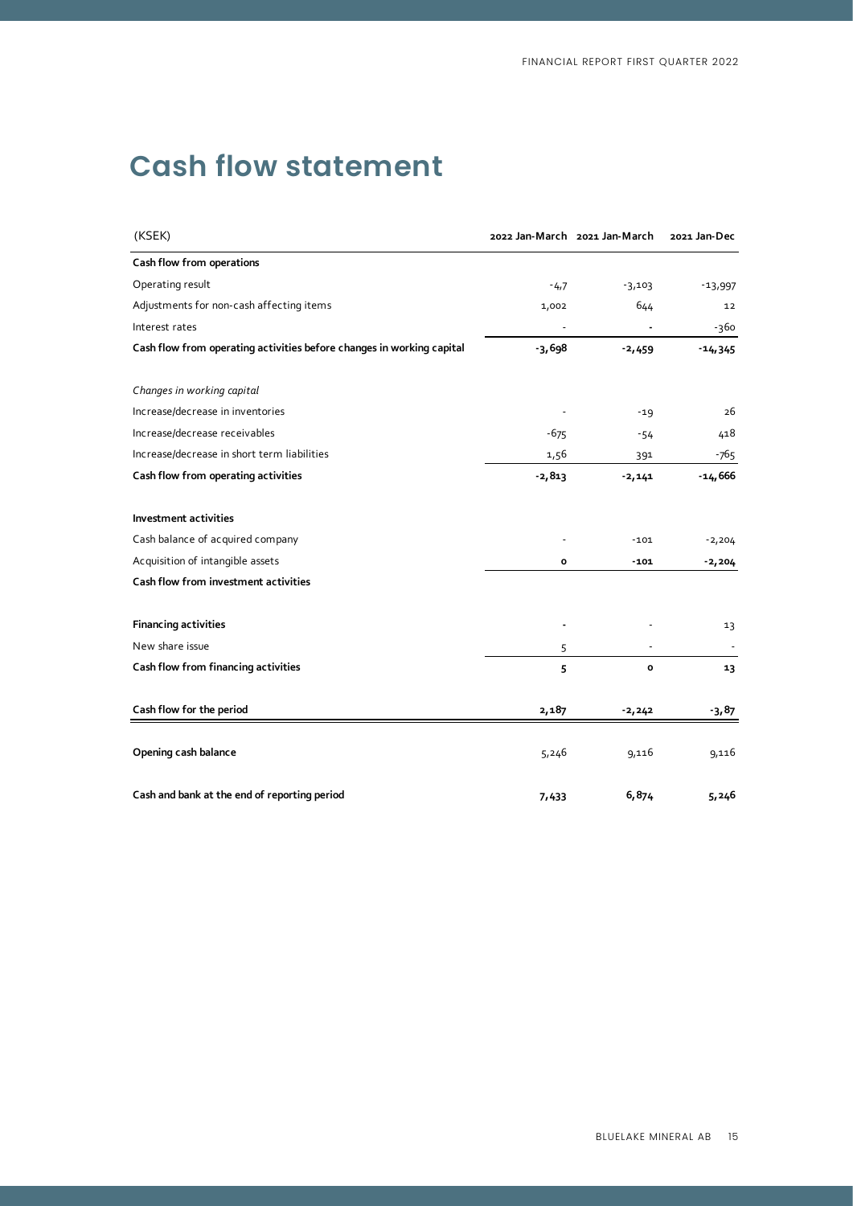# Cash flow statement

| (KSEK) | 2022 Jan-March | 2021 Jan-March | 2021 Jan-Dec |
|---|---|---|---|
| **Cash flow from operations** | | | |
| Operating result | -4,7 | -3,103 | -13,997 |
| Adjustments for non-cash affecting items | 1,002 | 644 | 12 |
| Interest rates | - | - | -360 |
| **Cash flow from operating activities before changes in working capital** | **-3,698** | **-2,459** | **-14,345** |
| | | | |
| *Changes in working capital* | | | |
| Increase/decrease in inventories | - | -19 | 26 |
| Increase/decrease receivables | -675 | -54 | 418 |
| Increase/decrease in short term liabilities | 1,56 | 391 | -765 |
| **Cash flow from operating activities** | **-2,813** | **-2,141** | **-14,666** |
| | | | |
| **Investment activities** | | | |
| Cash balance of acquired company | - | -101 | -2,204 |
| Acquisition of intangible assets | **0** | **-101** | **-2,204** |
| **Cash flow from investment activities** | | | |
| | | | |
| **Financing activities** | **-** | - | 13 |
| New share issue | 5 | - | - |
| **Cash flow from financing activities** | **5** | **0** | **13** |
| | | | |
| **Cash flow for the period** | **2,187** | **-2,242** | **-3,87** |
| | | | |
| **Opening cash balance** | 5,246 | 9,116 | 9,116 |
| | | | |
| **Cash and bank at the end of reporting period** | **7,433** | **6,874** | **5,246** |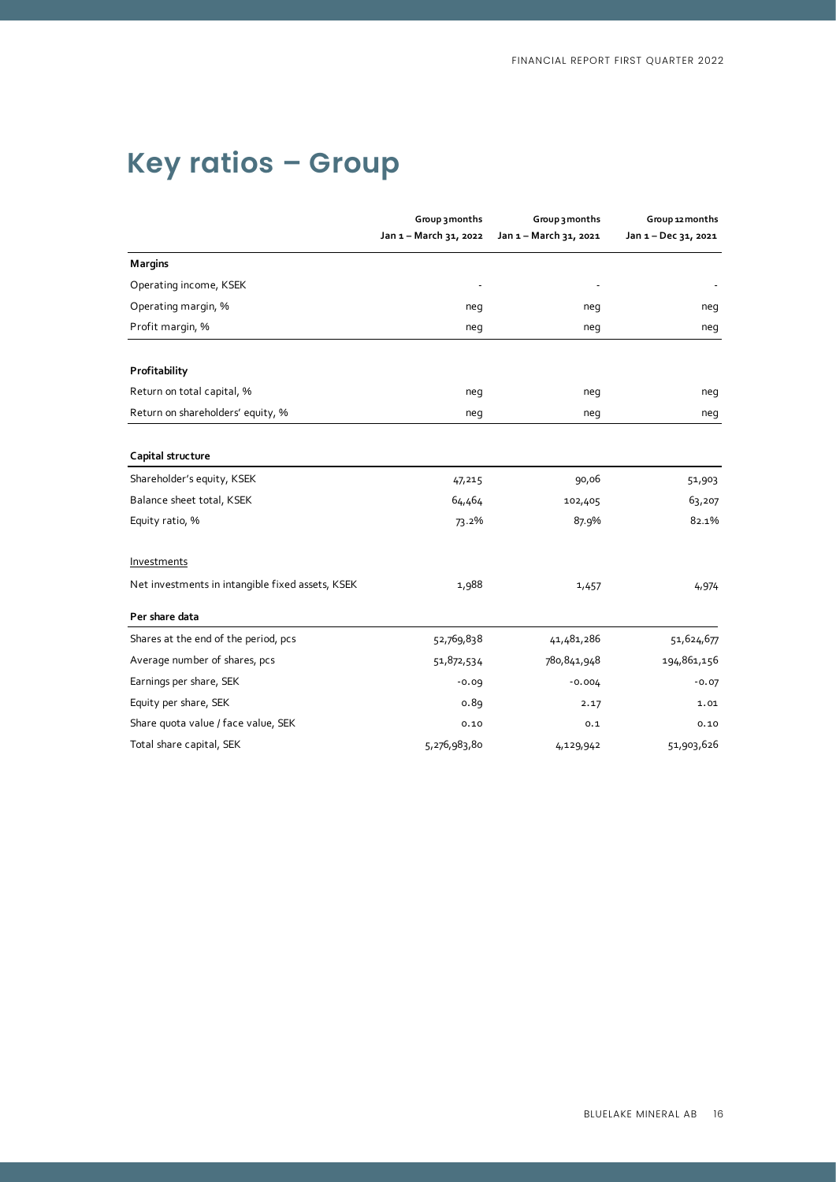# Key ratios – Group

| | Group 3 months<br>Jan 1 – March 31, 2022 | Group 3 months<br>Jan 1 – March 31, 2021 | Group 12 months<br>Jan 1 – Dec 31, 2021 |
|---|---|---|---|
| **Margins** | | | |
| Operating income, KSEK | - | - | - |
| Operating margin, % | neg | neg | neg |
| Profit margin, % | neg | neg | neg |
| **Profitability** | | | |
| Return on total capital, % | neg | neg | neg |
| Return on shareholders' equity, % | neg | neg | neg |
| **Capital structure** | | | |
| Shareholder's equity, KSEK | 47,215 | 90,06 | 51,903 |
| Balance sheet total, KSEK | 64,464 | 102,405 | 63,207 |
| Equity ratio, % | 73.2% | 87.9% | 82.1% |
| Investments | | | |
| Net investments in intangible fixed assets, KSEK | 1,988 | 1,457 | 4,974 |
| **Per share data** | | | |
| Shares at the end of the period, pcs | 52,769,838 | 41,481,286 | 51,624,677 |
| Average number of shares, pcs | 51,872,534 | 780,841,948 | 194,861,156 |
| Earnings per share, SEK | -0.09 | -0.004 | -0.07 |
| Equity per share, SEK | 0.89 | 2.17 | 1.01 |
| Share quota value / face value, SEK | 0.10 | 0.1 | 0.10 |
| Total share capital, SEK | 5,276,983,80 | 4,129,942 | 51,903,626 |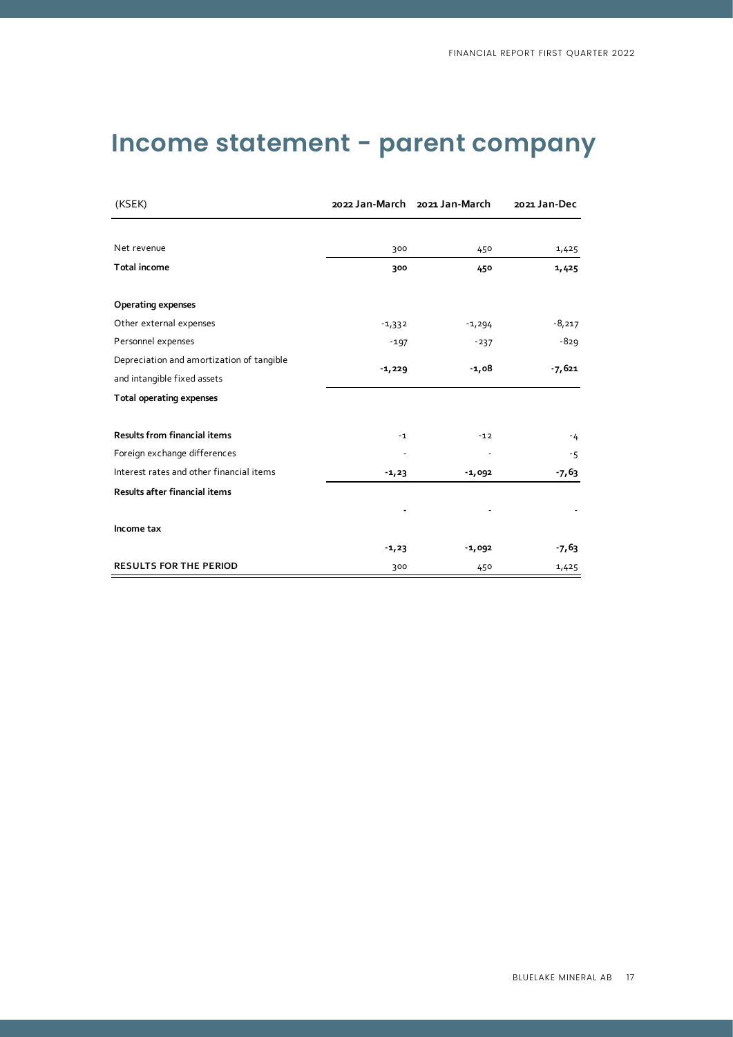# Income statement - parent company

| (KSEK) | 2022 Jan-March | 2021 Jan-March | 2021 Jan-Dec |
|---|---|---|---|
| Net revenue | 300 | 450 | 1,425 |
| **Total income** | **300** | **450** | **1,425** |
| **Operating expenses** | | | |
| Other external expenses | -1,332 | -1,294 | -8,217 |
| Personnel expenses | -197 | -237 | -829 |
| Depreciation and amortization of tangible and intangible fixed assets | **-1,229** | **-1,08** | **-7,621** |
| **Total operating expenses** | | | |
| **Results from financial items** | -1 | -12 | -4 |
| Foreign exchange differences | - | - | -5 |
| Interest rates and other financial items | **-1,23** | **-1,092** | **-7,63** |
| **Results after financial items** | | | |
| | - | - | - |
| **Income tax** | | | |
| | **-1,23** | **-1,092** | **-7,63** |
| **RESULTS FOR THE PERIOD** | 300 | 450 | 1,425 |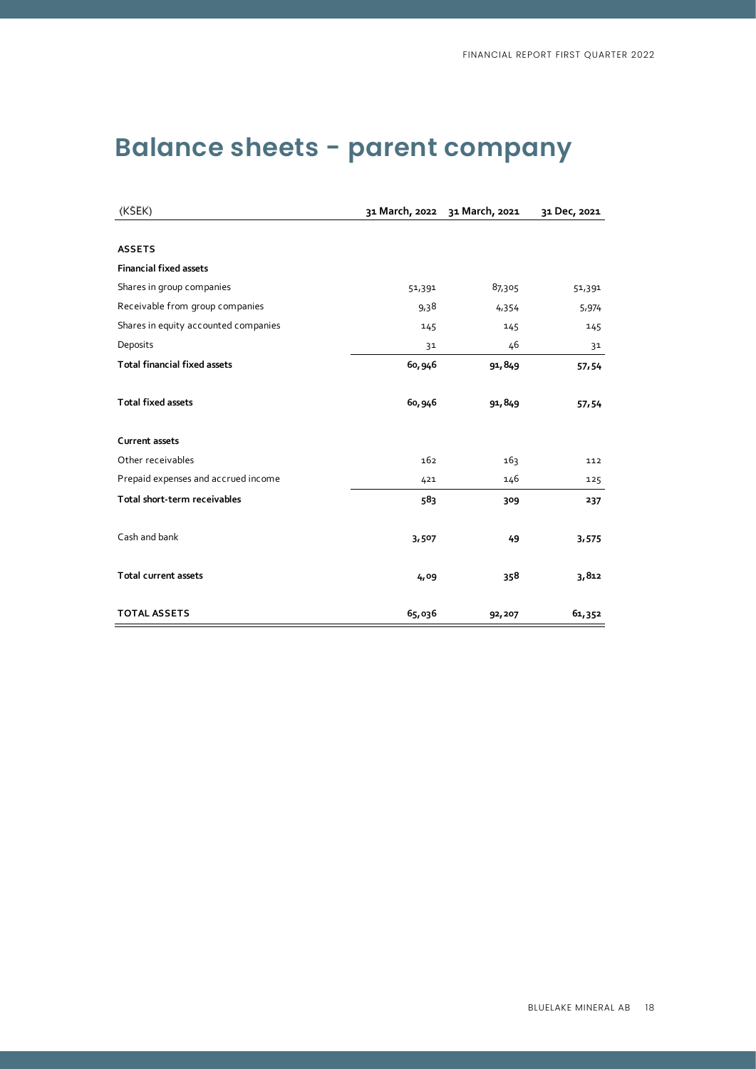# Balance sheets - parent company

| (KSEK) | 31 March, 2022 | 31 March, 2021 | 31 Dec, 2021 |
|---|---|---|---|
| **ASSETS** | | | |
| **Financial fixed assets** | | | |
| Shares in group companies | 51,391 | 87,305 | 51,391 |
| Receivable from group companies | 9,38 | 4,354 | 5,974 |
| Shares in equity accounted companies | 145 | 145 | 145 |
| Deposits | 31 | 46 | 31 |
| **Total financial fixed assets** | **60,946** | **91,849** | **57,54** |
| **Total fixed assets** | **60,946** | **91,849** | **57,54** |
| **Current assets** | | | |
| Other receivables | 162 | 163 | 112 |
| Prepaid expenses and accrued income | 421 | 146 | 125 |
| **Total short-term receivables** | **583** | **309** | **237** |
| Cash and bank | **3,507** | **49** | **3,575** |
| **Total current assets** | **4,09** | **358** | **3,812** |
| **TOTAL ASSETS** | **65,036** | **92,207** | **61,352** |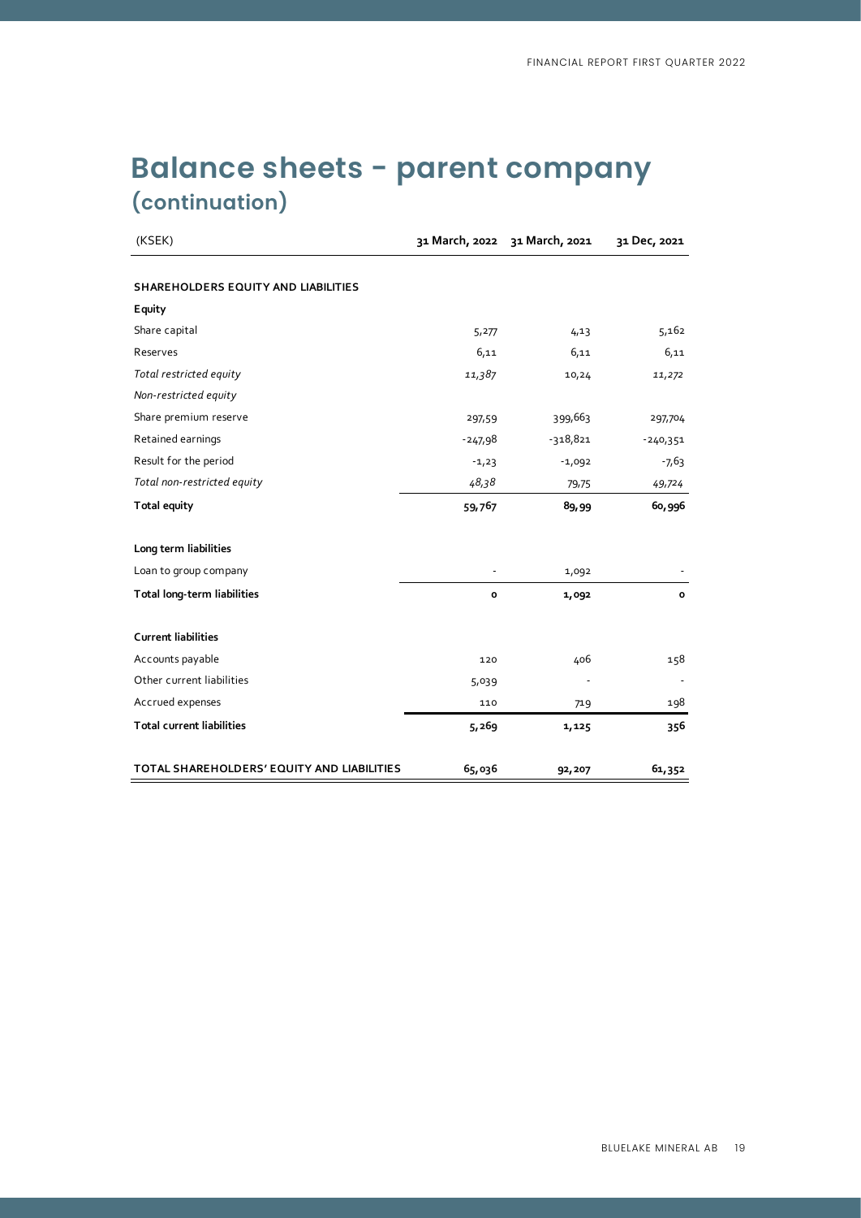# Balance sheets - parent company
## (continuation)

| (KSEK) | 31 March, 2022 | 31 March, 2021 | 31 Dec, 2021 |
|---|---|---|---|
| **SHAREHOLDERS EQUITY AND LIABILITIES** | | | |
| **Equity** | | | |
| Share capital | 5,277 | 4,13 | 5,162 |
| Reserves | 6,11 | 6,11 | 6,11 |
| *Total restricted equity* | *11,387* | 10,24 | *11,272* |
| *Non-restricted equity* | | | |
| Share premium reserve | 297,59 | 399,663 | 297,704 |
| Retained earnings | -247,98 | -318,821 | -240,351 |
| Result for the period | -1,23 | -1,092 | -7,63 |
| *Total non-restricted equity* | *48,38* | 79,75 | *49,724* |
| **Total equity** | **59,767** | **89,99** | **60,996** |
| **Long term liabilities** | | | |
| Loan to group company | - | 1,092 | - |
| **Total long-term liabilities** | **0** | **1,092** | **0** |
| **Current liabilities** | | | |
| Accounts payable | 120 | 406 | 158 |
| Other current liabilities | 5,039 | - | - |
| Accrued expenses | 110 | 719 | 198 |
| **Total current liabilities** | **5,269** | **1,125** | **356** |
| **TOTAL SHAREHOLDERS' EQUITY AND LIABILITIES** | **65,036** | **92,207** | **61,352** |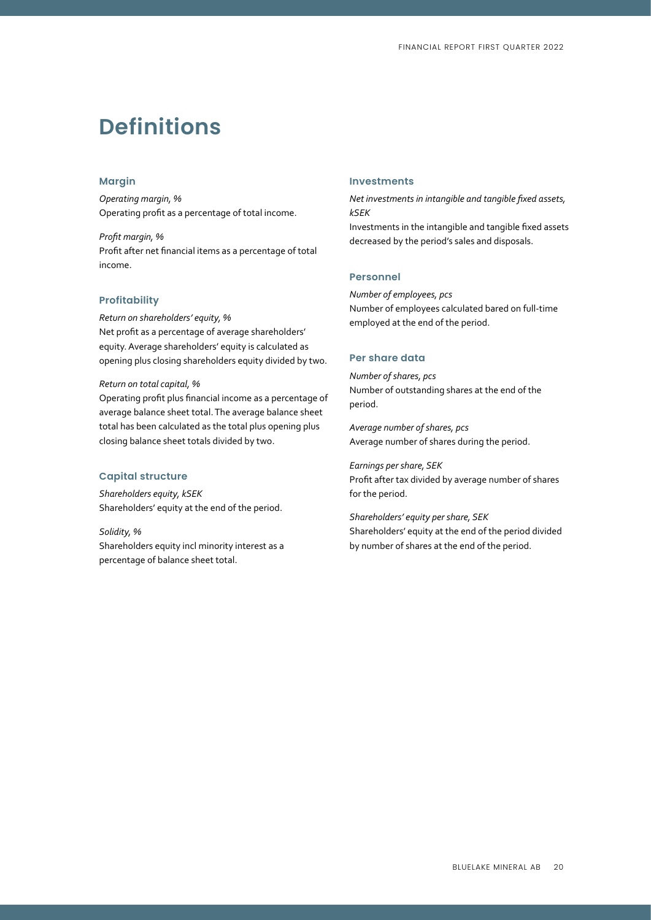# Definitions

## Margin

*Operating margin, %*
Operating profit as a percentage of total income.

*Profit margin, %*
Profit after net financial items as a percentage of total income.

## Profitability

*Return on shareholders' equity, %*
Net profit as a percentage of average shareholders' equity. Average shareholders' equity is calculated as opening plus closing shareholders equity divided by two.

*Return on total capital, %*
Operating profit plus financial income as a percentage of average balance sheet total. The average balance sheet total has been calculated as the total plus opening plus closing balance sheet totals divided by two.

## Capital structure

*Shareholders equity, kSEK*
Shareholders' equity at the end of the period.

*Solidity, %*
Shareholders equity incl minority interest as a percentage of balance sheet total.

## Investments

*Net investments in intangible and tangible fixed assets, kSEK*
Investments in the intangible and tangible fixed assets decreased by the period's sales and disposals.

## Personnel

*Number of employees, pcs*
Number of employees calculated bared on full-time employed at the end of the period.

## Per share data

*Number of shares, pcs*
Number of outstanding shares at the end of the period.

*Average number of shares, pcs*
Average number of shares during the period.

*Earnings per share, SEK*
Profit after tax divided by average number of shares for the period.

*Shareholders' equity per share, SEK*
Shareholders' equity at the end of the period divided by number of shares at the end of the period.